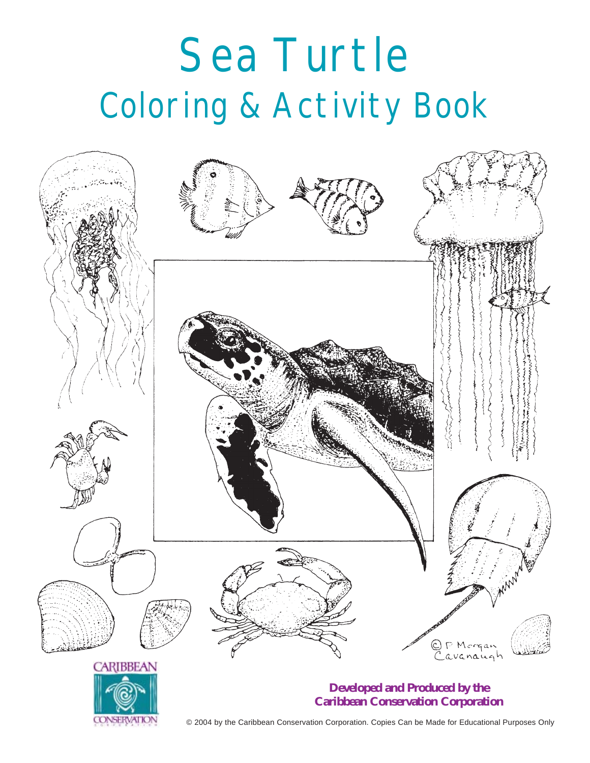# Sea Turtle

## Coloring & Activity Book

© P. Morgan Cavanaugh

CARIBBEAN CONSERVATION CORPORATION

**Developed and Produced by the Caribbean Conservation Corporation**

© 2004 by the Caribbean Conservation Corporation. Copies Can be Made for Educational Purposes Only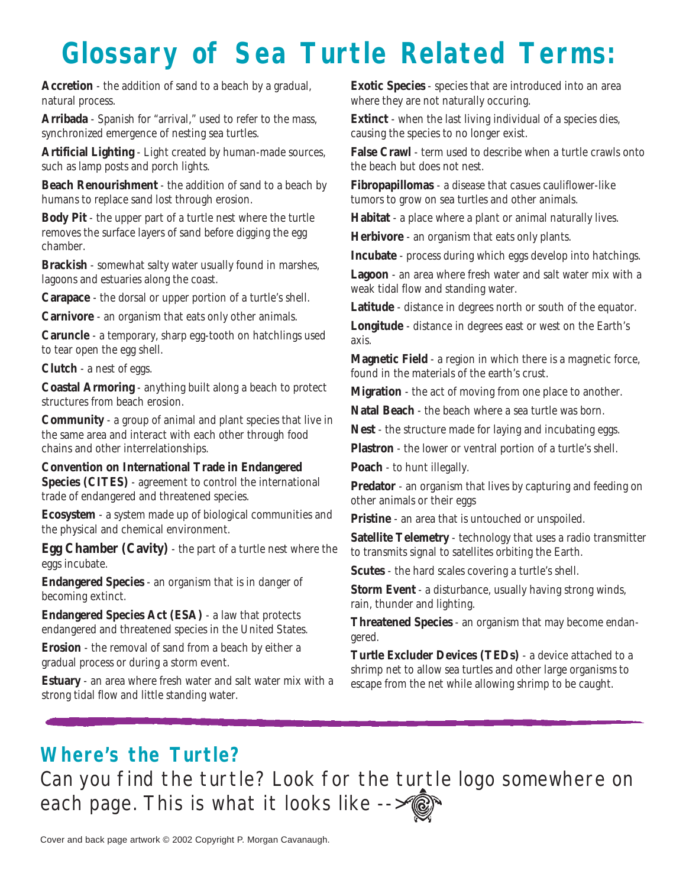# Glossary of Sea Turtle Related Terms:

**Accretion** - the addition of sand to a beach by a gradual, natural process.

**Arribada** - Spanish for "arrival," used to refer to the mass, synchronized emergence of nesting sea turtles.

**Artificial Lighting** - Light created by human-made sources, such as lamp posts and porch lights.

**Beach Renourishment** - the addition of sand to a beach by humans to replace sand lost through erosion.

**Body Pit** - the upper part of a turtle nest where the turtle removes the surface layers of sand before digging the egg chamber.

**Brackish** - somewhat salty water usually found in marshes, lagoons and estuaries along the coast.

**Carapace** - the dorsal or upper portion of a turtle's shell.

**Carnivore** - an organism that eats only other animals.

**Caruncle** - a temporary, sharp egg-tooth on hatchlings used to tear open the egg shell.

**Clutch** - a nest of eggs.

**Coastal Armoring** - anything built along a beach to protect structures from beach erosion.

**Community** - a group of animal and plant species that live in the same area and interact with each other through food chains and other interrelationships.

**Convention on International Trade in Endangered Species (CITES)** - agreement to control the international trade of endangered and threatened species.

**Ecosystem** - a system made up of biological communities and the physical and chemical environment.

**Egg Chamber (Cavity)** - the part of a turtle nest where the eggs incubate.

**Endangered Species** - an organism that is in danger of becoming extinct.

**Endangered Species Act (ESA)** - a law that protects endangered and threatened species in the United States.

**Erosion** - the removal of sand from a beach by either a gradual process or during a storm event.

**Estuary** - an area where fresh water and salt water mix with a strong tidal flow and little standing water.

**Exotic Species** - species that are introduced into an area where they are not naturally occuring.

**Extinct** - when the last living individual of a species dies, causing the species to no longer exist.

**False Crawl** - term used to describe when a turtle crawls onto the beach but does not nest.

**Fibropapillomas** - a disease that casues cauliflower-like tumors to grow on sea turtles and other animals.

**Habitat** - a place where a plant or animal naturally lives.

**Herbivore** - an organism that eats only plants.

**Incubate** - process during which eggs develop into hatchings.

**Lagoon** - an area where fresh water and salt water mix with a weak tidal flow and standing water.

**Latitude** - distance in degrees north or south of the equator.

**Longitude** - distance in degrees east or west on the Earth's axis.

**Magnetic Field** - a region in which there is a magnetic force, found in the materials of the earth's crust.

**Migration** - the act of moving from one place to another.

**Natal Beach** - the beach where a sea turtle was born.

**Nest** - the structure made for laying and incubating eggs.

**Plastron** - the lower or ventral portion of a turtle's shell.

**Poach** - to hunt illegally.

**Predator** - an organism that lives by capturing and feeding on other animals or their eggs

**Pristine** - an area that is untouched or unspoiled.

**Satellite Telemetry** - technology that uses a radio transmitter to transmits signal to satellites orbiting the Earth.

**Scutes** - the hard scales covering a turtle's shell.

**Storm Event** - a disturbance, usually having strong winds, rain, thunder and lighting.

**Threatened Species** - an organism that may become endangered.

**Turtle Excluder Devices (TEDs)** - a device attached to a shrimp net to allow sea turtles and other large organisms to escape from the net while allowing shrimp to be caught.

## Where's the Turtle?

Can you find the turtle? Look for the turtle logo somewhere on each page. This is what it looks like -->

Cover and back page artwork © 2002 Copyright P. Morgan Cavanaugh.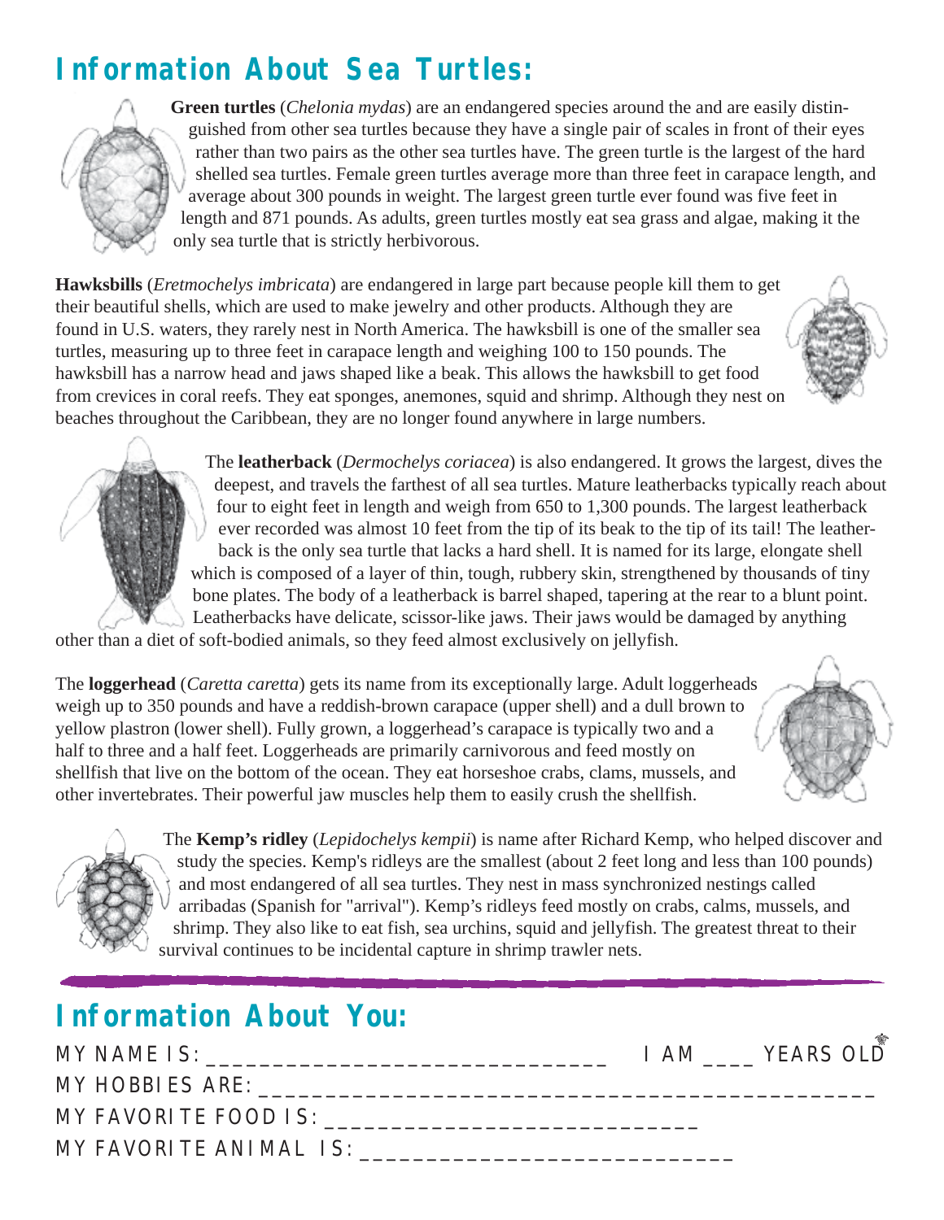# Information About Sea Turtles:

**Green turtles** (*Chelonia mydas*) are an endangered species around the and are easily distinguished from other sea turtles because they have a single pair of scales in front of their eyes rather than two pairs as the other sea turtles have. The green turtle is the largest of the hard shelled sea turtles. Female green turtles average more than three feet in carapace length, and average about 300 pounds in weight. The largest green turtle ever found was five feet in length and 871 pounds. As adults, green turtles mostly eat sea grass and algae, making it the only sea turtle that is strictly herbivorous.

**Hawksbills** (*Eretmochelys imbricata*) are endangered in large part because people kill them to get their beautiful shells, which are used to make jewelry and other products. Although they are found in U.S. waters, they rarely nest in North America. The hawksbill is one of the smaller sea turtles, measuring up to three feet in carapace length and weighing 100 to 150 pounds. The hawksbill has a narrow head and jaws shaped like a beak. This allows the hawksbill to get food from crevices in coral reefs. They eat sponges, anemones, squid and shrimp. Although they nest on beaches throughout the Caribbean, they are no longer found anywhere in large numbers.

The **leatherback** (*Dermochelys coriacea*) is also endangered. It grows the largest, dives the deepest, and travels the farthest of all sea turtles. Mature leatherbacks typically reach about four to eight feet in length and weigh from 650 to 1,300 pounds. The largest leatherback ever recorded was almost 10 feet from the tip of its beak to the tip of its tail! The leatherback is the only sea turtle that lacks a hard shell. It is named for its large, elongate shell which is composed of a layer of thin, tough, rubbery skin, strengthened by thousands of tiny bone plates. The body of a leatherback is barrel shaped, tapering at the rear to a blunt point. Leatherbacks have delicate, scissor-like jaws. Their jaws would be damaged by anything other than a diet of soft-bodied animals, so they feed almost exclusively on jellyfish.

The **loggerhead** (*Caretta caretta*) gets its name from its exceptionally large. Adult loggerheads weigh up to 350 pounds and have a reddish-brown carapace (upper shell) and a dull brown to yellow plastron (lower shell). Fully grown, a loggerhead's carapace is typically two and a half to three and a half feet. Loggerheads are primarily carnivorous and feed mostly on shellfish that live on the bottom of the ocean. They eat horseshoe crabs, clams, mussels, and other invertebrates. Their powerful jaw muscles help them to easily crush the shellfish.

The **Kemp's ridley** (*Lepidochelys kempii*) is name after Richard Kemp, who helped discover and study the species. Kemp's ridleys are the smallest (about 2 feet long and less than 100 pounds) and most endangered of all sea turtles. They nest in mass synchronized nestings called arribadas (Spanish for "arrival"). Kemp's ridleys feed mostly on crabs, calms, mussels, and shrimp. They also like to eat fish, sea urchins, squid and jellyfish. The greatest threat to their survival continues to be incidental capture in shrimp trawler nets.

# Information About You:

MY NAME IS: ______________________________ I AM ____ YEARS OLD

MY HOBBIES ARE: ____________________________________________

MY FAVORITE FOOD IS: ____________________________

MY FAVORITE ANIMAL IS: ____________________________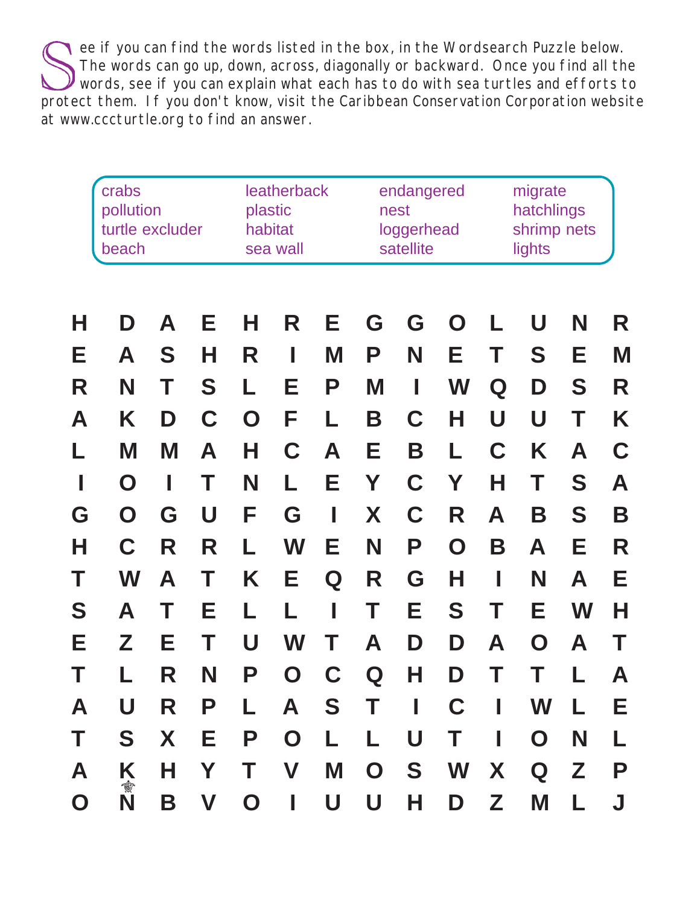See if you can find the words listed in the box, in the Wordsearch Puzzle below. The words can go up, down, across, diagonally or backward. Once you find all the words, see if you can explain what each has to do with sea turtles and efforts to protect them. If you don't know, visit the Caribbean Conservation Corporation website at www.cccturtle.org to find an answer.

| | | | |
|---|---|---|---|
| crabs | leatherback | endangered | migrate |
| pollution | plastic | nest | hatchlings |
| turtle excluder | habitat | loggerhead | shrimp nets |
| beach | sea wall | satellite | lights |

| | | | | | | | | | | | | | |
|---|---|---|---|---|---|---|---|---|---|---|---|---|---|
| H | D | A | E | H | R | E | G | G | O | L | U | N | R |
| E | A | S | H | R | I | M | P | N | E | T | S | E | M |
| R | N | T | S | L | E | P | M | I | W | Q | D | S | R |
| A | K | D | C | O | F | L | B | C | H | U | U | T | K |
| L | M | M | A | H | C | A | E | B | L | C | K | A | C |
| I | O | I | T | N | L | E | Y | C | Y | H | T | S | A |
| G | O | G | U | F | G | I | X | C | R | A | B | S | B |
| H | C | R | R | L | W | E | N | P | O | B | A | E | R |
| T | W | A | T | K | E | Q | R | G | H | I | N | A | E |
| S | A | T | E | L | L | I | T | E | S | T | E | W | H |
| E | Z | E | T | U | W | T | A | D | D | A | O | A | T |
| T | L | R | N | P | O | C | Q | H | D | T | T | L | A |
| A | U | R | P | L | A | S | T | I | C | I | W | L | E |
| T | S | X | E | P | O | L | L | U | T | I | O | N | L |
| A | K | H | Y | T | V | M | O | S | W | X | Q | Z | P |
| O | N | B | V | O | I | U | U | H | D | Z | M | L | J |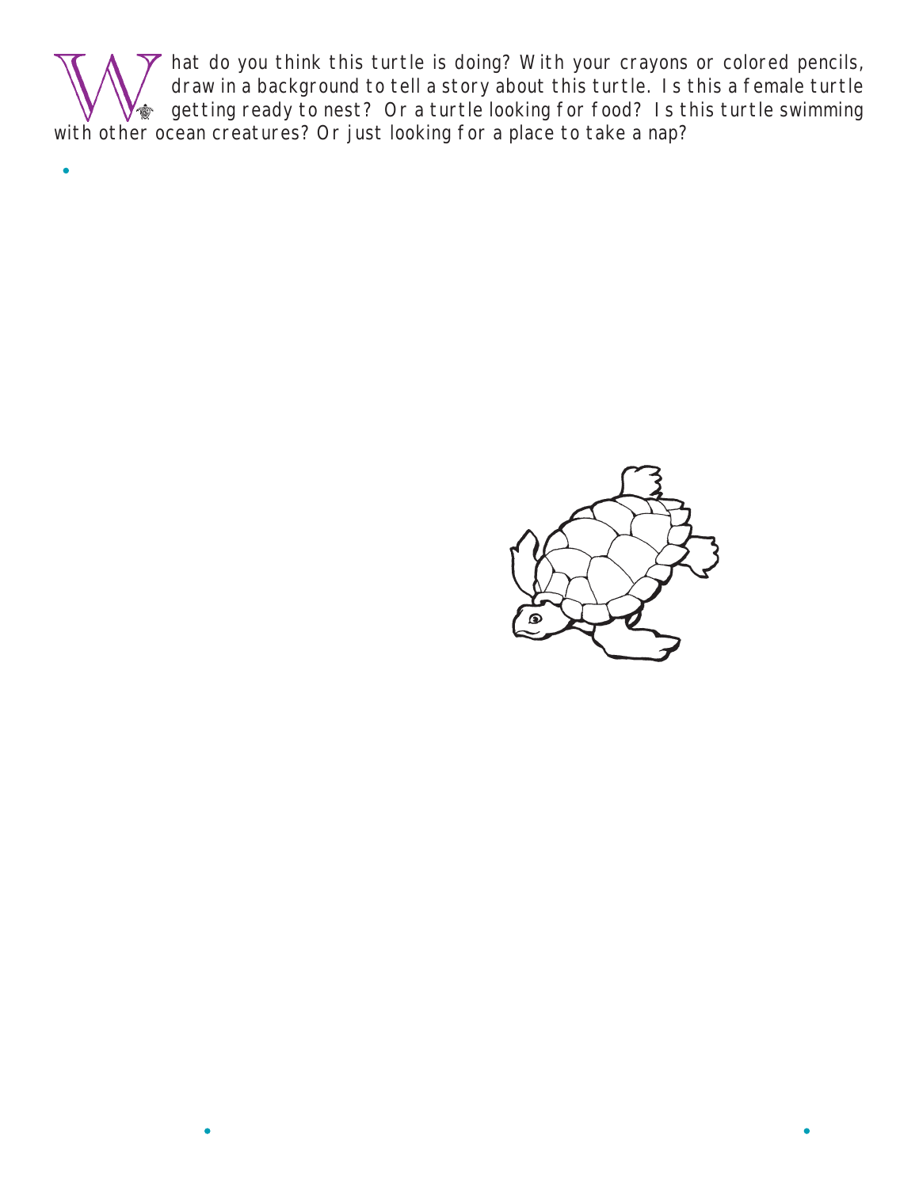What do you think this turtle is doing? With your crayons or colored pencils, draw in a background to tell a story about this turtle. Is this a female turtle getting ready to nest? Or a turtle looking for food? Is this turtle swimming with other ocean creatures? Or just looking for a place to take a nap?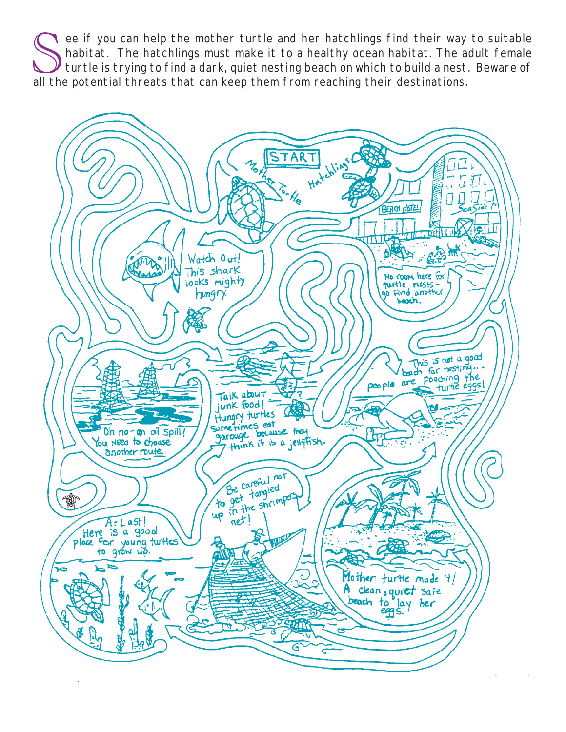See if you can help the mother turtle and her hatchlings find their way to suitable habitat. The hatchlings must make it to a healthy ocean habitat. The adult female turtle is trying to find a dark, quiet nesting beach on which to build a nest. Beware of all the potential threats that can keep them from reaching their destinations.

START

Mother Turtle

Hatchlings

Beach Hotel

SeaSide

Watch Out! This shark looks mighty hungry.

No room here for turtle nests - go find another beach.

This is not a good beach for nesting... people are poaching the turtle eggs!

Talk about junk food! Hungry turtles sometimes eat garbage because they think it is a jellyfish.

Oh no - an oil spill! You need to choose another route.

Be careful not to get tangled up in the shrimpers net!

At Last! Here is a good place for young turtles to grow up.

Mother turtle made it! A clean, quiet safe beach to lay her eggs.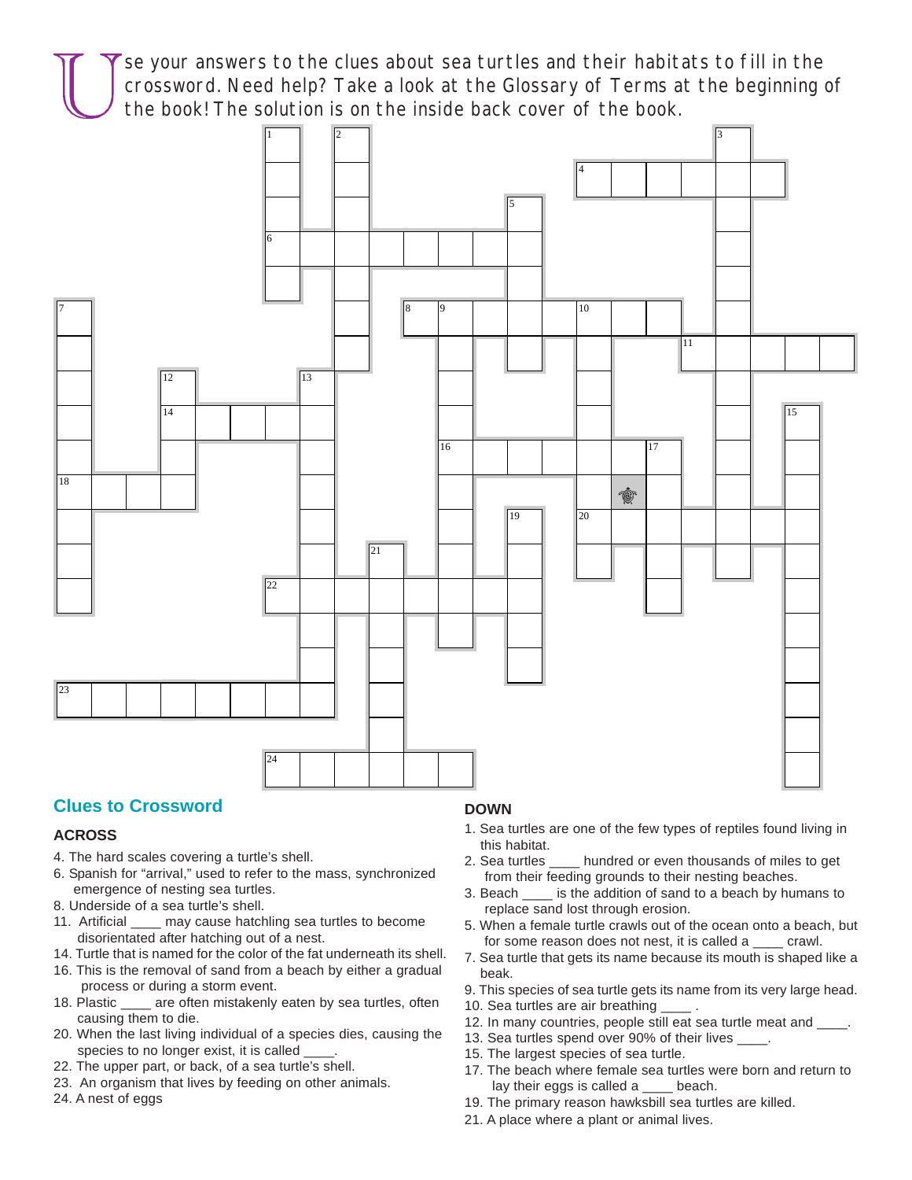Use your answers to the clues about sea turtles and their habitats to fill in the crossword. Need help? Take a look at the Glossary of Terms at the beginning of the book! The solution is on the inside back cover of the book.

## Clues to Crossword

### ACROSS

4. The hard scales covering a turtle's shell.
6. Spanish for "arrival," used to refer to the mass, synchronized emergence of nesting sea turtles.
8. Underside of a sea turtle's shell.
11. Artificial ____ may cause hatchling sea turtles to become disorientated after hatching out of a nest.
14. Turtle that is named for the color of the fat underneath its shell.
16. This is the removal of sand from a beach by either a gradual process or during a storm event.
18. Plastic ____ are often mistakenly eaten by sea turtles, often causing them to die.
20. When the last living individual of a species dies, causing the species to no longer exist, it is called ____.
22. The upper part, or back, of a sea turtle's shell.
23. An organism that lives by feeding on other animals.
24. A nest of eggs

### DOWN

1. Sea turtles are one of the few types of reptiles found living in this habitat.
2. Sea turtles ____ hundred or even thousands of miles to get from their feeding grounds to their nesting beaches.
3. Beach ____ is the addition of sand to a beach by humans to replace sand lost through erosion.
5. When a female turtle crawls out of the ocean onto a beach, but for some reason does not nest, it is called a ____ crawl.
7. Sea turtle that gets its name because its mouth is shaped like a beak.
9. This species of sea turtle gets its name from its very large head.
10. Sea turtles are air breathing ____ .
12. In many countries, people still eat sea turtle meat and ____.
13. Sea turtles spend over 90% of their lives ____.
15. The largest species of sea turtle.
17. The beach where female sea turtles were born and return to lay their eggs is called a ____ beach.
19. The primary reason hawksbill sea turtles are killed.
21. A place where a plant or animal lives.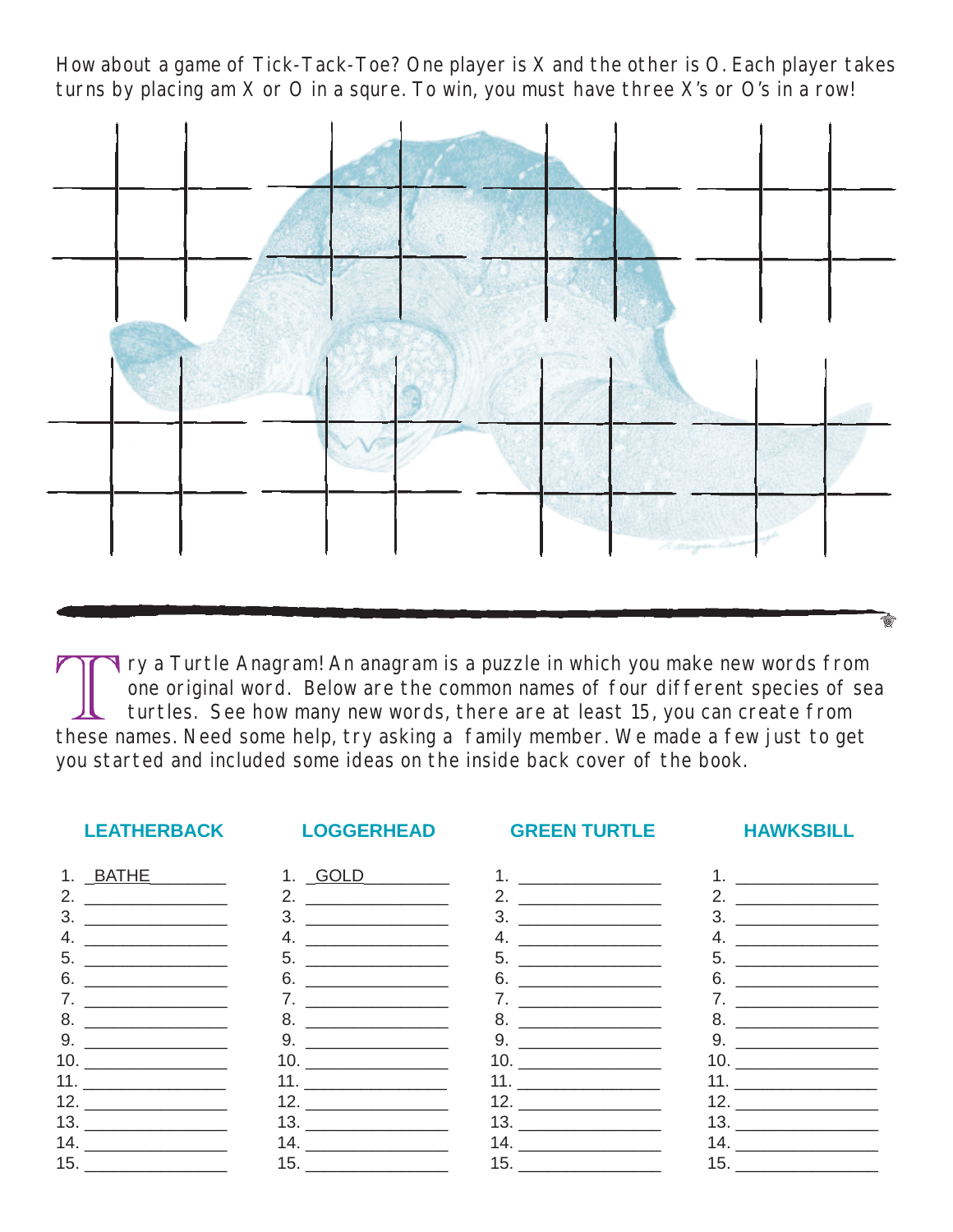How about a game of Tick-Tack-Toe? One player is X and the other is O. Each player takes turns by placing am X or O in a squre. To win, you must have three X's or O's in a row!

Try a Turtle Anagram! An anagram is a puzzle in which you make new words from one original word. Below are the common names of four different species of sea turtles. See how many new words, there are at least 15, you can create from these names. Need some help, try asking a family member. We made a few just to get you started and included some ideas on the inside back cover of the book.

| LEATHERBACK | LOGGERHEAD | GREEN TURTLE | HAWKSBILL |
|---|---|---|---|
| 1. BATHE | 1. GOLD | 1. | 1. |
| 2. | 2. | 2. | 2. |
| 3. | 3. | 3. | 3. |
| 4. | 4. | 4. | 4. |
| 5. | 5. | 5. | 5. |
| 6. | 6. | 6. | 6. |
| 7. | 7. | 7. | 7. |
| 8. | 8. | 8. | 8. |
| 9. | 9. | 9. | 9. |
| 10. | 10. | 10. | 10. |
| 11. | 11. | 11. | 11. |
| 12. | 12. | 12. | 12. |
| 13. | 13. | 13. | 13. |
| 14. | 14. | 14. | 14. |
| 15. | 15. | 15. | 15. |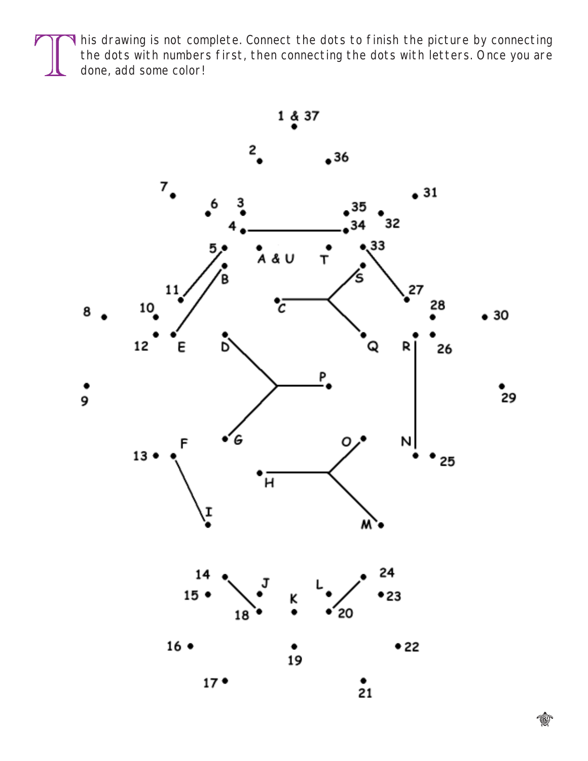This drawing is not complete. Connect the dots to finish the picture by connecting the dots with numbers first, then connecting the dots with letters. Once you are done, add some color!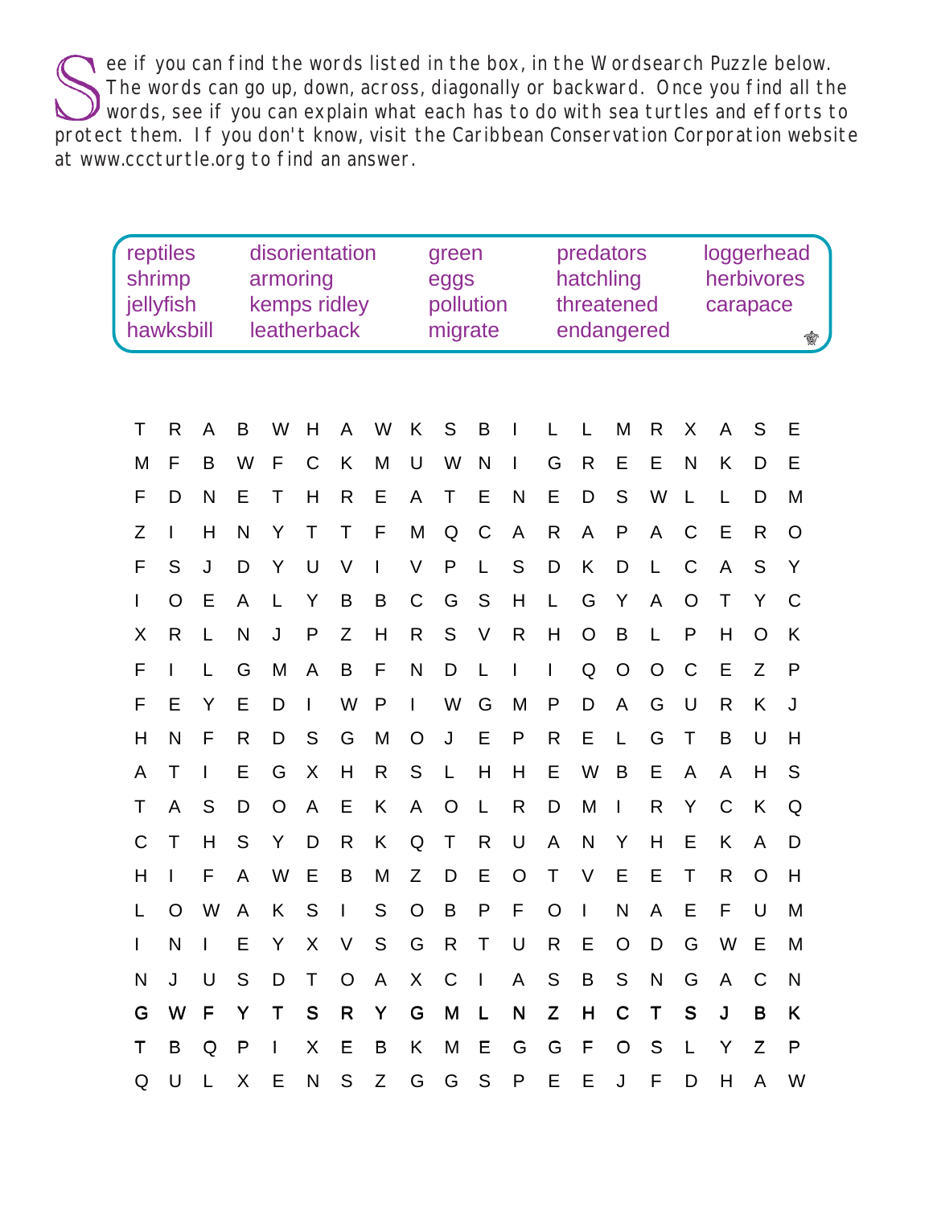See if you can find the words listed in the box, in the Wordsearch Puzzle below. The words can go up, down, across, diagonally or backward. Once you find all the words, see if you can explain what each has to do with sea turtles and efforts to protect them. If you don't know, visit the Caribbean Conservation Corporation website at www.cccturtle.org to find an answer.

| | | | | |
|---|---|---|---|---|
| reptiles | disorientation | green | predators | loggerhead |
| shrimp | armoring | eggs | hatchling | herbivores |
| jellyfish | kemps ridley | pollution | threatened | carapace |
| hawksbill | leatherback | migrate | endangered | |

```
T R A B W H A W K S B I L L M R X A S E
M F B W F C K M U W N I G R E E N K D E
F D N E T H R E A T E N E D S W L L D M
Z I H N Y T T F M Q C A R A P A C E R O
F S J D Y U V I V P L S D K D L C A S Y
I O E A L Y B B C G S H L G Y A O T Y C
X R L N J P Z H R S V R H O B L P H O K
F I L G M A B F N D L I I Q O O C E Z P
F E Y E D I W P I W G M P D A G U R K J
H N F R D S G M O J E P R E L G T B U H
A T I E G X H R S L H H E W B E A A H S
T A S D O A E K A O L R D M I R Y C K Q
C T H S Y D R K Q T R U A N Y H E K A D
H I F A W E B M Z D E O T V E E T R O H
L O W A K S I S O B P F O I N A E F U M
I N I E Y X V S G R T U R E O D G W E M
N J U S D T O A X C I A S B S N G A C N
G W F Y T S R Y G M L N Z H C T S J B K
T B Q P I X E B K M E G G F O S L Y Z P
Q U L X E N S Z G G S P E E J F D H A W
```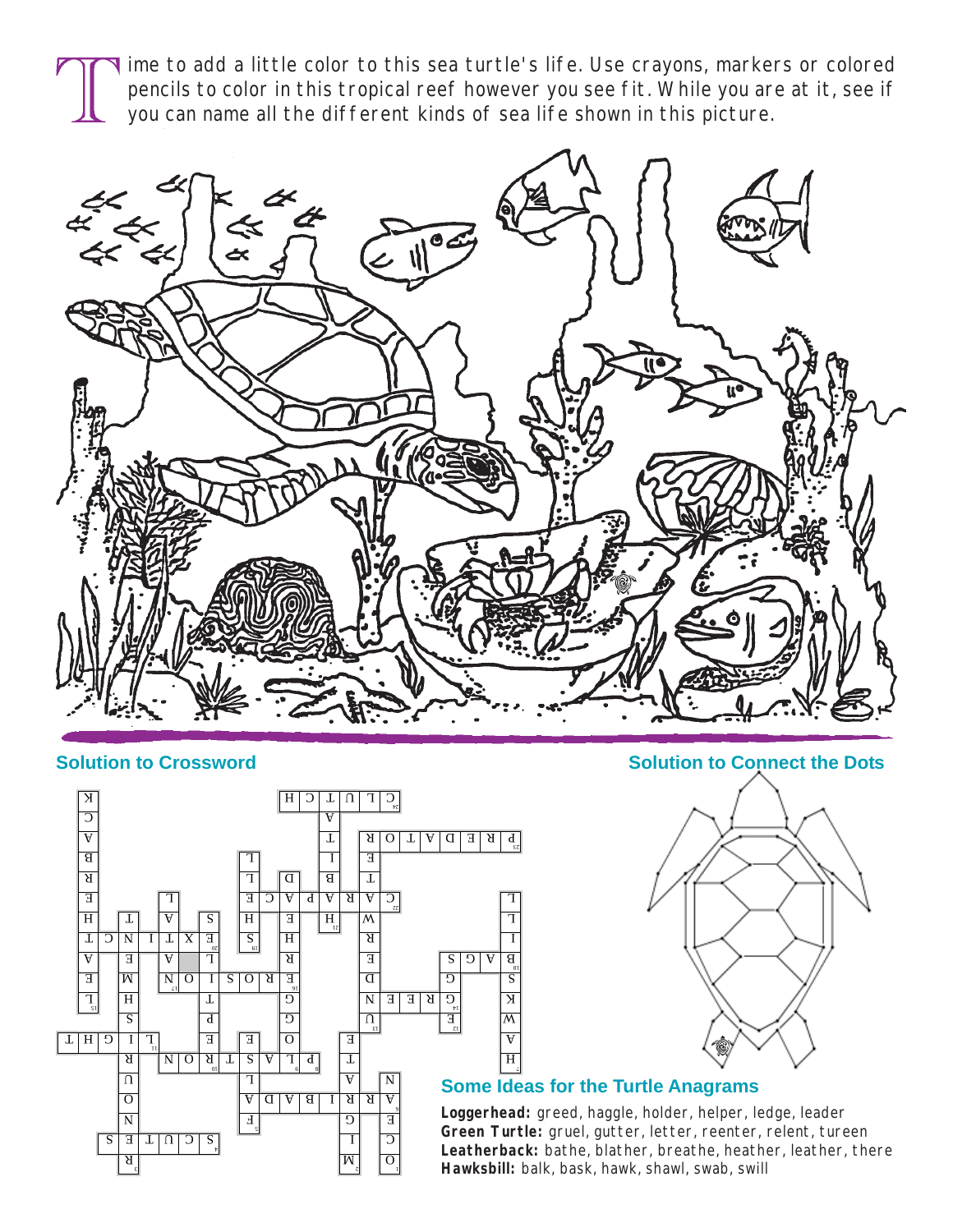Time to add a little color to this sea turtle's life. Use crayons, markers or colored pencils to color in this tropical reef however you see fit. While you are at it, see if you can name all the different kinds of sea life shown in this picture.

## Solution to Crossword

## Solution to Connect the Dots

## Some Ideas for the Turtle Anagrams

**Loggerhead:** greed, haggle, holder, helper, ledge, leader
**Green Turtle:** gruel, gutter, letter, reenter, relent, tureen
**Leatherback:** bathe, blather, breathe, heather, leather, there
**Hawksbill:** balk, bask, hawk, shawl, swab, swill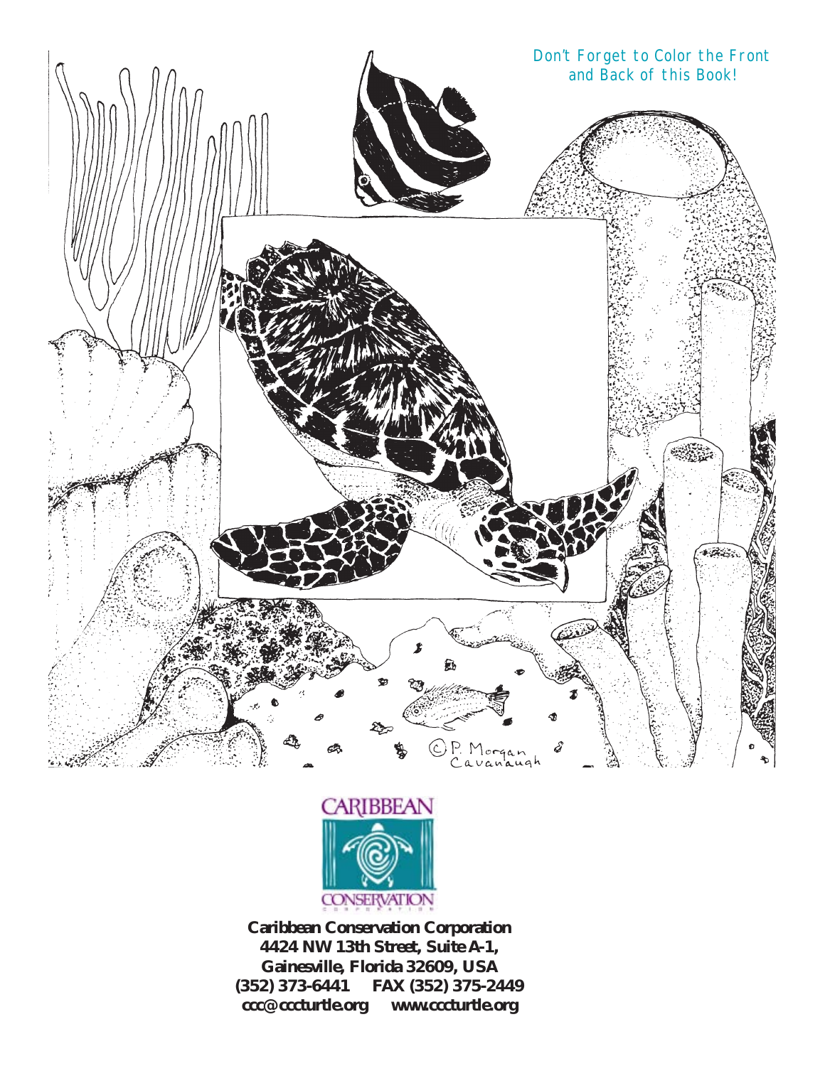Don't Forget to Color the Front and Back of this Book!

©P. Morgan Cavanaugh

CARIBBEAN CONSERVATION CORPORATION

**Caribbean Conservation Corporation**
**4424 NW 13th Street, Suite A-1,**
**Gainesville, Florida 32609, USA**
**(352) 373-6441 FAX (352) 375-2449**
**ccc@cccturtle.org www.cccturtle.org**